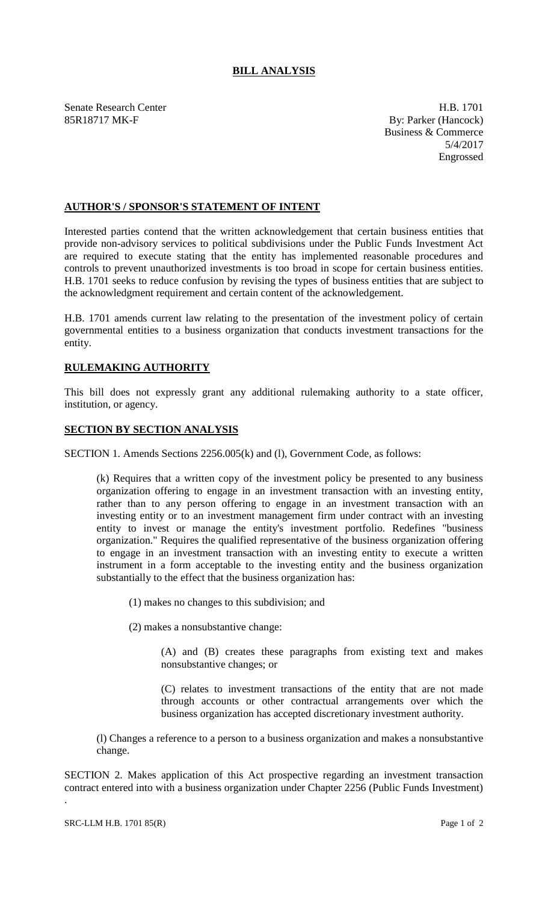# BILL ANALYSIS

Senate Research Center
85R18717 MK-F

H.B. 1701
By: Parker (Hancock)
Business & Commerce
5/4/2017
Engrossed

## AUTHOR'S / SPONSOR'S STATEMENT OF INTENT

Interested parties contend that the written acknowledgement that certain business entities that provide non-advisory services to political subdivisions under the Public Funds Investment Act are required to execute stating that the entity has implemented reasonable procedures and controls to prevent unauthorized investments is too broad in scope for certain business entities. H.B. 1701 seeks to reduce confusion by revising the types of business entities that are subject to the acknowledgment requirement and certain content of the acknowledgement.

H.B. 1701 amends current law relating to the presentation of the investment policy of certain governmental entities to a business organization that conducts investment transactions for the entity.

## RULEMAKING AUTHORITY

This bill does not expressly grant any additional rulemaking authority to a state officer, institution, or agency.

## SECTION BY SECTION ANALYSIS

SECTION 1. Amends Sections 2256.005(k) and (l), Government Code, as follows:

(k) Requires that a written copy of the investment policy be presented to any business organization offering to engage in an investment transaction with an investing entity, rather than to any person offering to engage in an investment transaction with an investing entity or to an investment management firm under contract with an investing entity to invest or manage the entity's investment portfolio. Redefines "business organization." Requires the qualified representative of the business organization offering to engage in an investment transaction with an investing entity to execute a written instrument in a form acceptable to the investing entity and the business organization substantially to the effect that the business organization has:

(1) makes no changes to this subdivision; and

(2) makes a nonsubstantive change:

(A) and (B) creates these paragraphs from existing text and makes nonsubstantive changes; or

(C) relates to investment transactions of the entity that are not made through accounts or other contractual arrangements over which the business organization has accepted discretionary investment authority.

(l) Changes a reference to a person to a business organization and makes a nonsubstantive change.

SECTION 2. Makes application of this Act prospective regarding an investment transaction contract entered into with a business organization under Chapter 2256 (Public Funds Investment).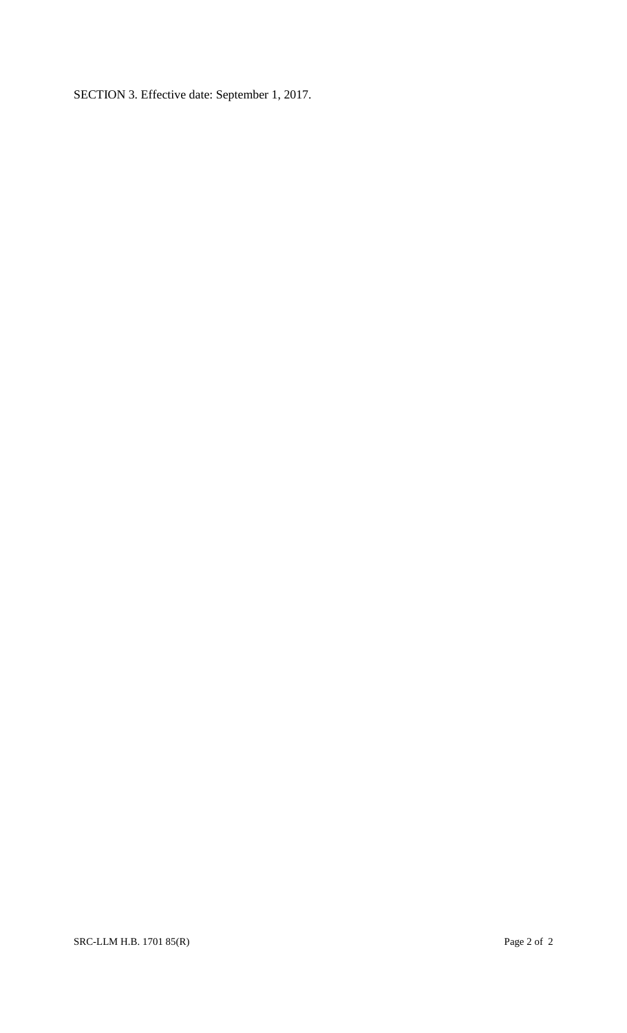SECTION 3. Effective date: September 1, 2017.